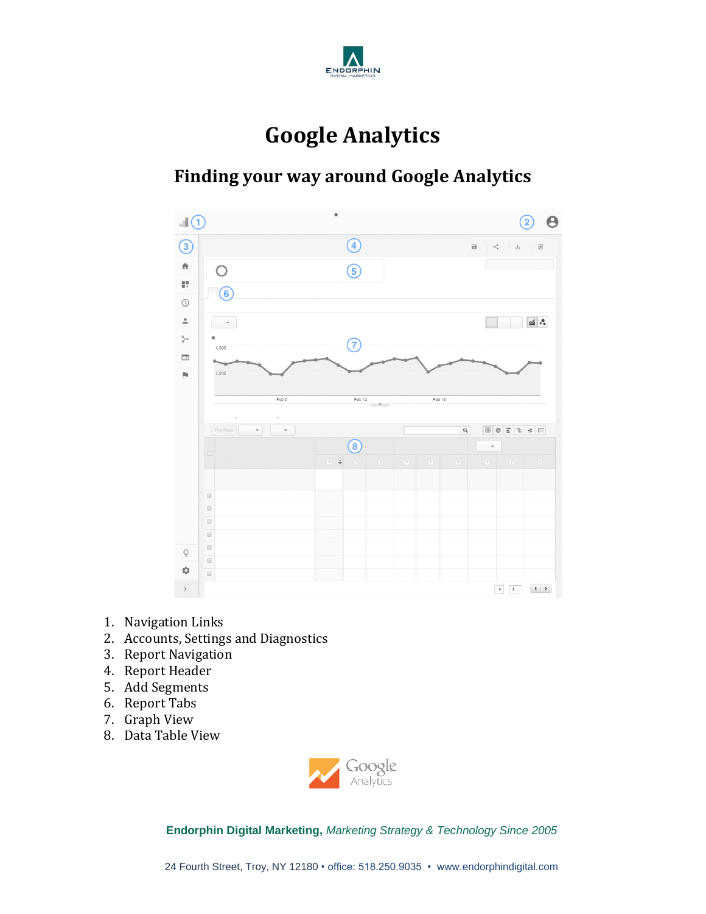# Google Analytics

## Finding your way around Google Analytics

1. Navigation Links
2. Accounts, Settings and Diagnostics
3. Report Navigation
4. Report Header
5. Add Segments
6. Report Tabs
7. Graph View
8. Data Table View

**Endorphin Digital Marketing,** *Marketing Strategy & Technology Since 2005*

24 Fourth Street, Troy, NY 12180 • office: 518.250.9035 • www.endorphindigital.com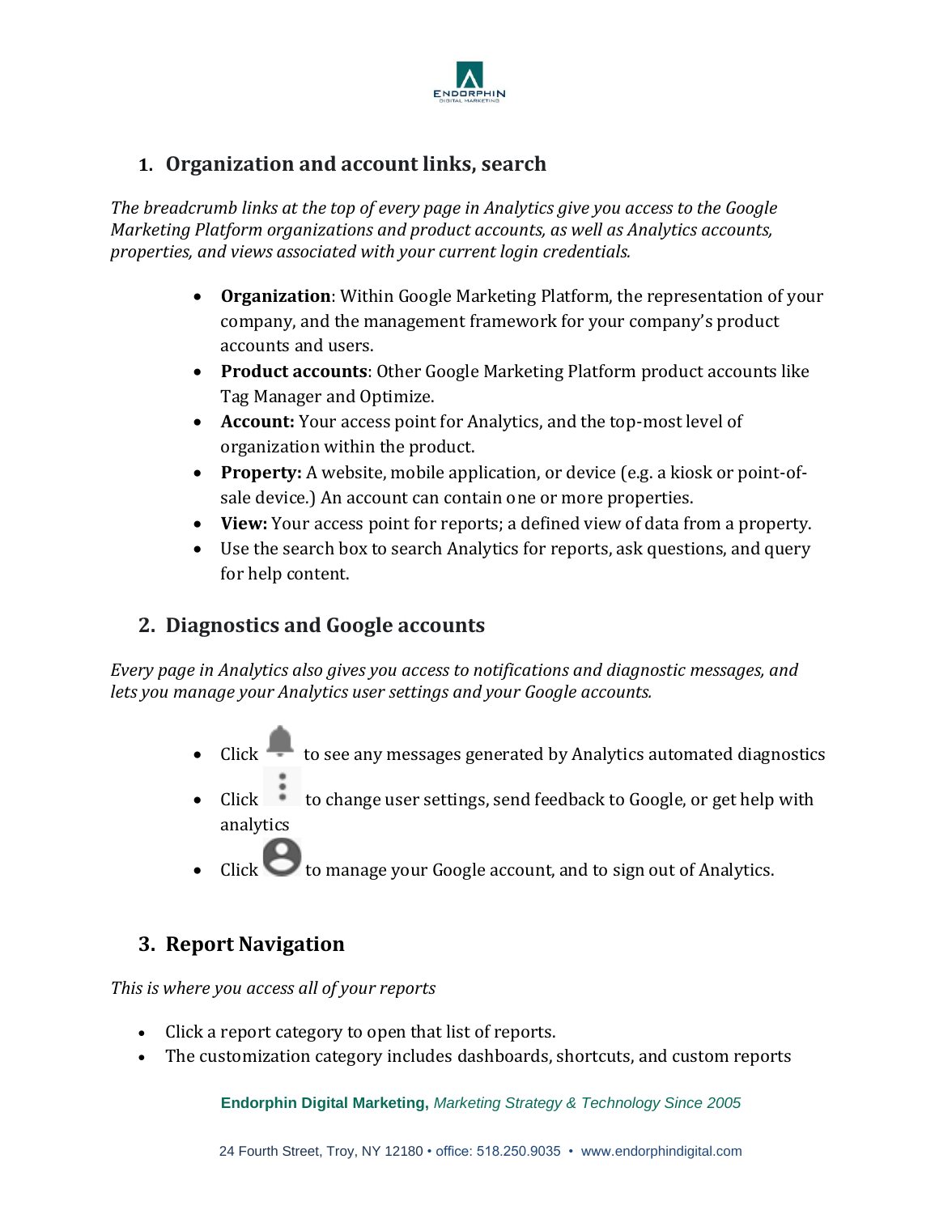## 1. Organization and account links, search

*The breadcrumb links at the top of every page in Analytics give you access to the Google Marketing Platform organizations and product accounts, as well as Analytics accounts, properties, and views associated with your current login credentials.*

- **Organization**: Within Google Marketing Platform, the representation of your company, and the management framework for your company's product accounts and users.
- **Product accounts**: Other Google Marketing Platform product accounts like Tag Manager and Optimize.
- **Account:** Your access point for Analytics, and the top-most level of organization within the product.
- **Property:** A website, mobile application, or device (e.g. a kiosk or point-of-sale device.) An account can contain one or more properties.
- **View:** Your access point for reports; a defined view of data from a property.
- Use the search box to search Analytics for reports, ask questions, and query for help content.

## 2. Diagnostics and Google accounts

*Every page in Analytics also gives you access to notifications and diagnostic messages, and lets you manage your Analytics user settings and your Google accounts.*

- Click to see any messages generated by Analytics automated diagnostics
- Click to change user settings, send feedback to Google, or get help with analytics
- Click to manage your Google account, and to sign out of Analytics.

## 3. Report Navigation

*This is where you access all of your reports*

- Click a report category to open that list of reports.
- The customization category includes dashboards, shortcuts, and custom reports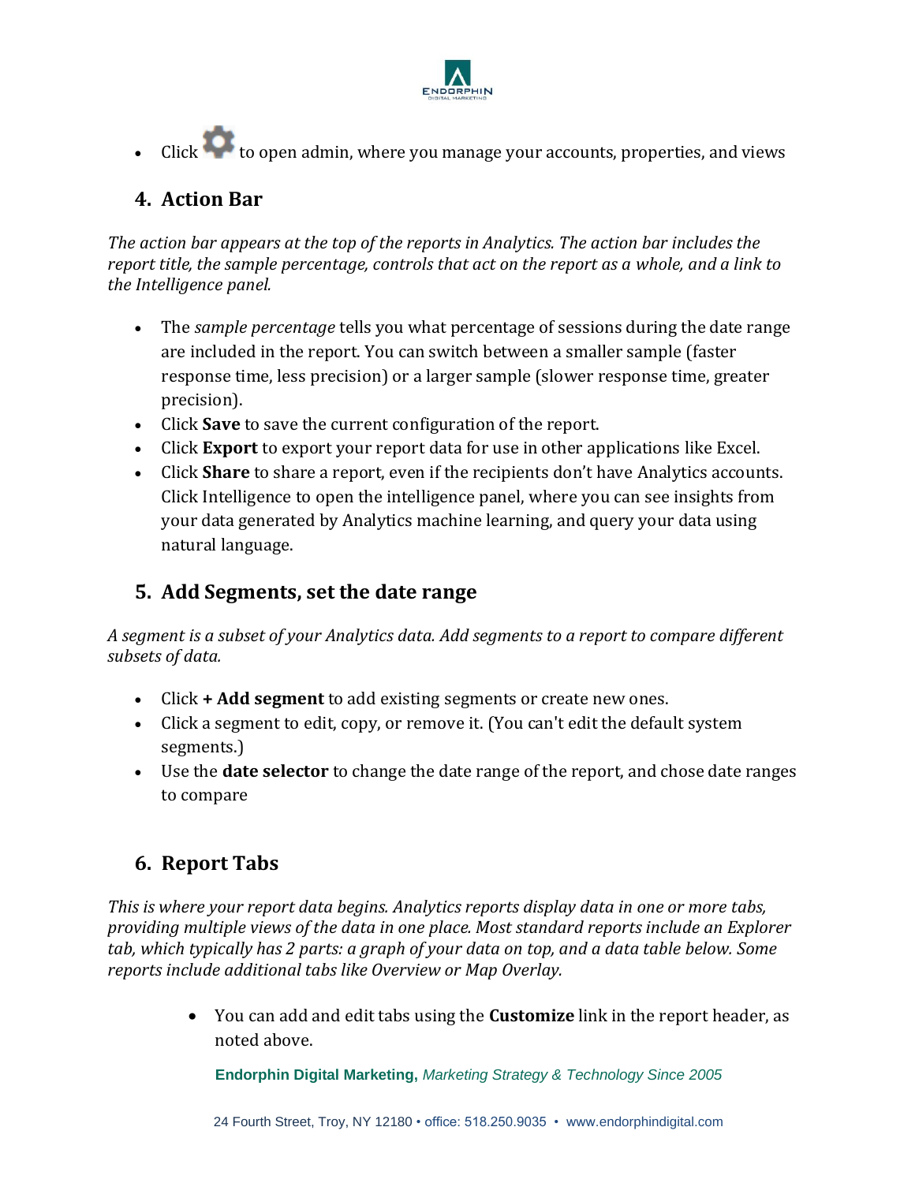- Click ⚙ to open admin, where you manage your accounts, properties, and views

## 4. Action Bar

*The action bar appears at the top of the reports in Analytics. The action bar includes the report title, the sample percentage, controls that act on the report as a whole, and a link to the Intelligence panel.*

- The *sample percentage* tells you what percentage of sessions during the date range are included in the report. You can switch between a smaller sample (faster response time, less precision) or a larger sample (slower response time, greater precision).
- Click **Save** to save the current configuration of the report.
- Click **Export** to export your report data for use in other applications like Excel.
- Click **Share** to share a report, even if the recipients don't have Analytics accounts. Click Intelligence to open the intelligence panel, where you can see insights from your data generated by Analytics machine learning, and query your data using natural language.

## 5. Add Segments, set the date range

*A segment is a subset of your Analytics data. Add segments to a report to compare different subsets of data.*

- Click **+ Add segment** to add existing segments or create new ones.
- Click a segment to edit, copy, or remove it. (You can't edit the default system segments.)
- Use the **date selector** to change the date range of the report, and chose date ranges to compare

## 6. Report Tabs

*This is where your report data begins. Analytics reports display data in one or more tabs, providing multiple views of the data in one place. Most standard reports include an Explorer tab, which typically has 2 parts: a graph of your data on top, and a data table below. Some reports include additional tabs like Overview or Map Overlay.*

- You can add and edit tabs using the **Customize** link in the report header, as noted above.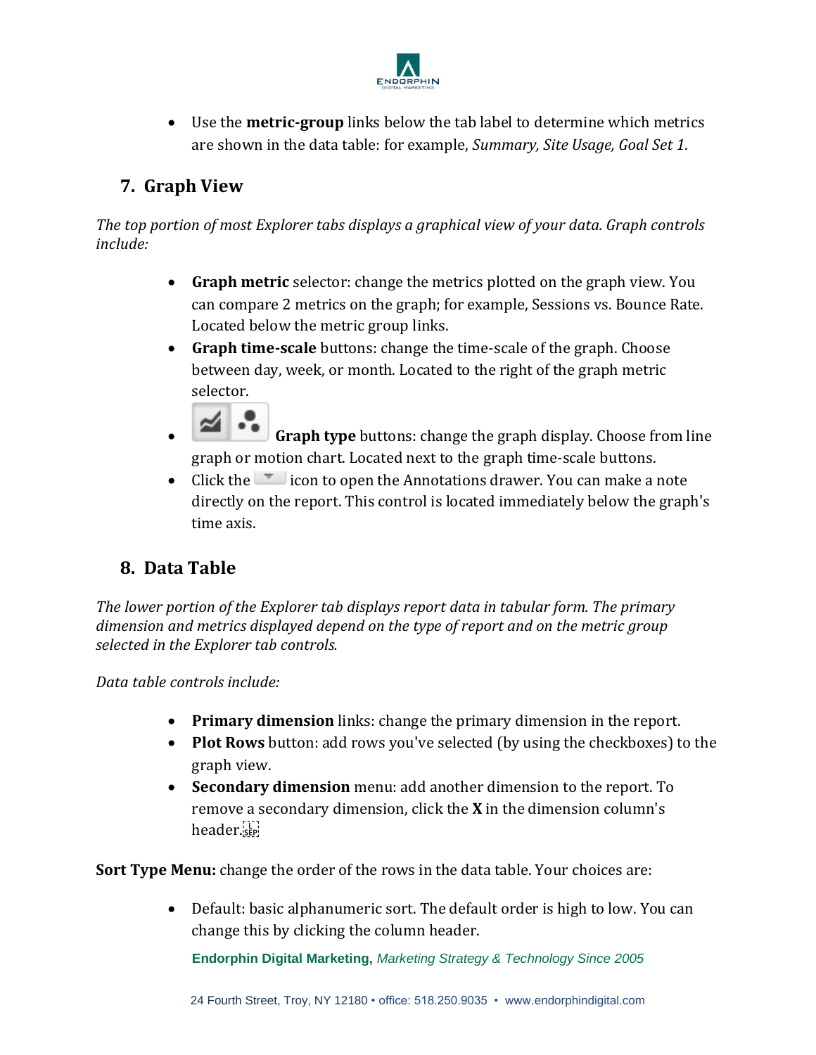- Use the **metric-group** links below the tab label to determine which metrics are shown in the data table: for example, *Summary, Site Usage, Goal Set 1*.

## 7. Graph View

*The top portion of most Explorer tabs displays a graphical view of your data. Graph controls include:*

- **Graph metric** selector: change the metrics plotted on the graph view. You can compare 2 metrics on the graph; for example, Sessions vs. Bounce Rate. Located below the metric group links.
- **Graph time-scale** buttons: change the time-scale of the graph. Choose between day, week, or month. Located to the right of the graph metric selector.
- **Graph type** buttons: change the graph display. Choose from line graph or motion chart. Located next to the graph time-scale buttons.
- Click the icon to open the Annotations drawer. You can make a note directly on the report. This control is located immediately below the graph's time axis.

## 8. Data Table

*The lower portion of the Explorer tab displays report data in tabular form. The primary dimension and metrics displayed depend on the type of report and on the metric group selected in the Explorer tab controls.*

*Data table controls include:*

- **Primary dimension** links: change the primary dimension in the report.
- **Plot Rows** button: add rows you've selected (by using the checkboxes) to the graph view.
- **Secondary dimension** menu: add another dimension to the report. To remove a secondary dimension, click the **X** in the dimension column's header.

**Sort Type Menu:** change the order of the rows in the data table. Your choices are:

- Default: basic alphanumeric sort. The default order is high to low. You can change this by clicking the column header.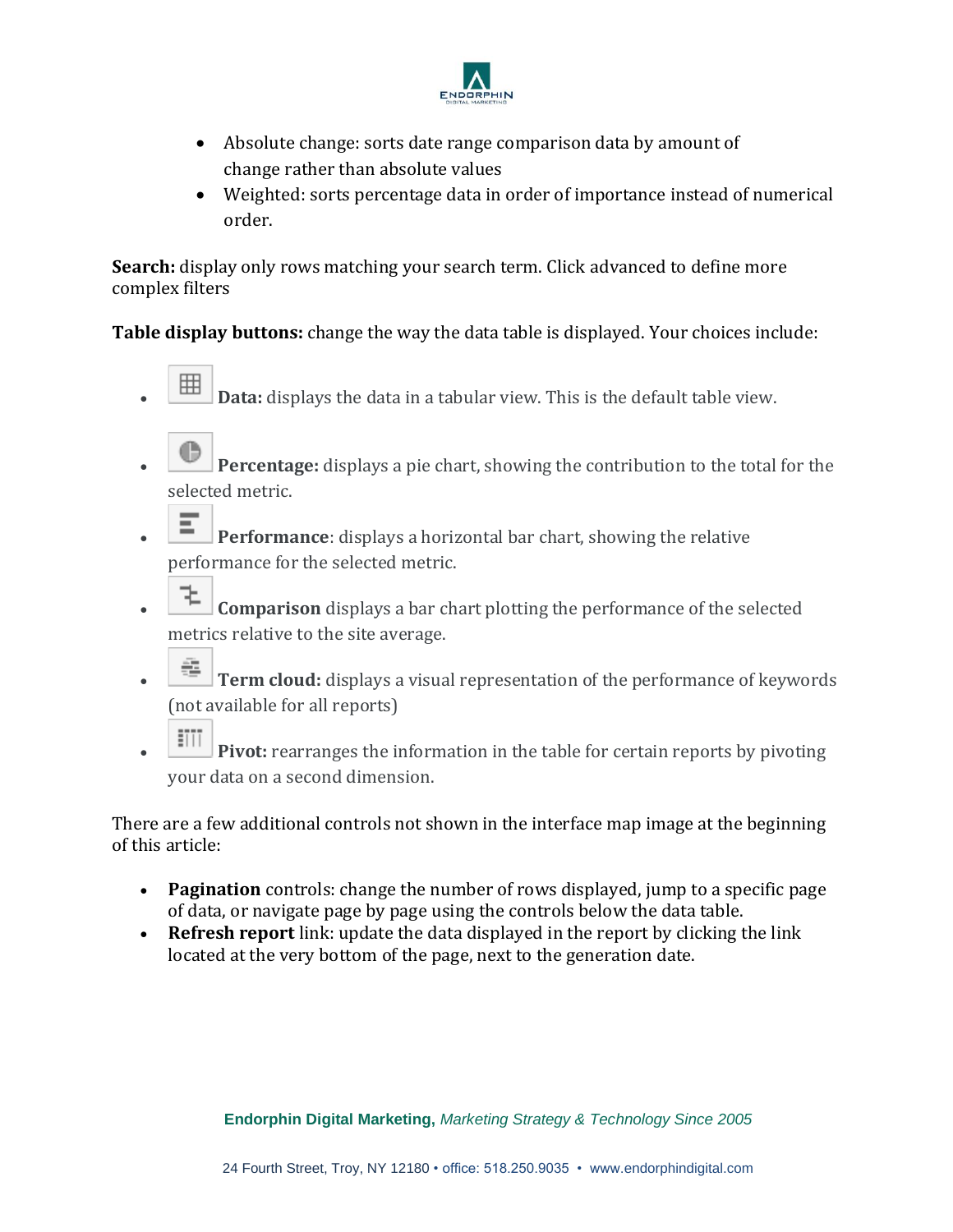- Absolute change: sorts date range comparison data by amount of change rather than absolute values
- Weighted: sorts percentage data in order of importance instead of numerical order.

**Search:** display only rows matching your search term. Click advanced to define more complex filters

**Table display buttons:** change the way the data table is displayed. Your choices include:

- **Data:** displays the data in a tabular view. This is the default table view.
- **Percentage:** displays a pie chart, showing the contribution to the total for the selected metric.
- **Performance**: displays a horizontal bar chart, showing the relative performance for the selected metric.
- **Comparison** displays a bar chart plotting the performance of the selected metrics relative to the site average.
- **Term cloud:** displays a visual representation of the performance of keywords (not available for all reports)
- **Pivot:** rearranges the information in the table for certain reports by pivoting your data on a second dimension.

There are a few additional controls not shown in the interface map image at the beginning of this article:

- **Pagination** controls: change the number of rows displayed, jump to a specific page of data, or navigate page by page using the controls below the data table.
- **Refresh report** link: update the data displayed in the report by clicking the link located at the very bottom of the page, next to the generation date.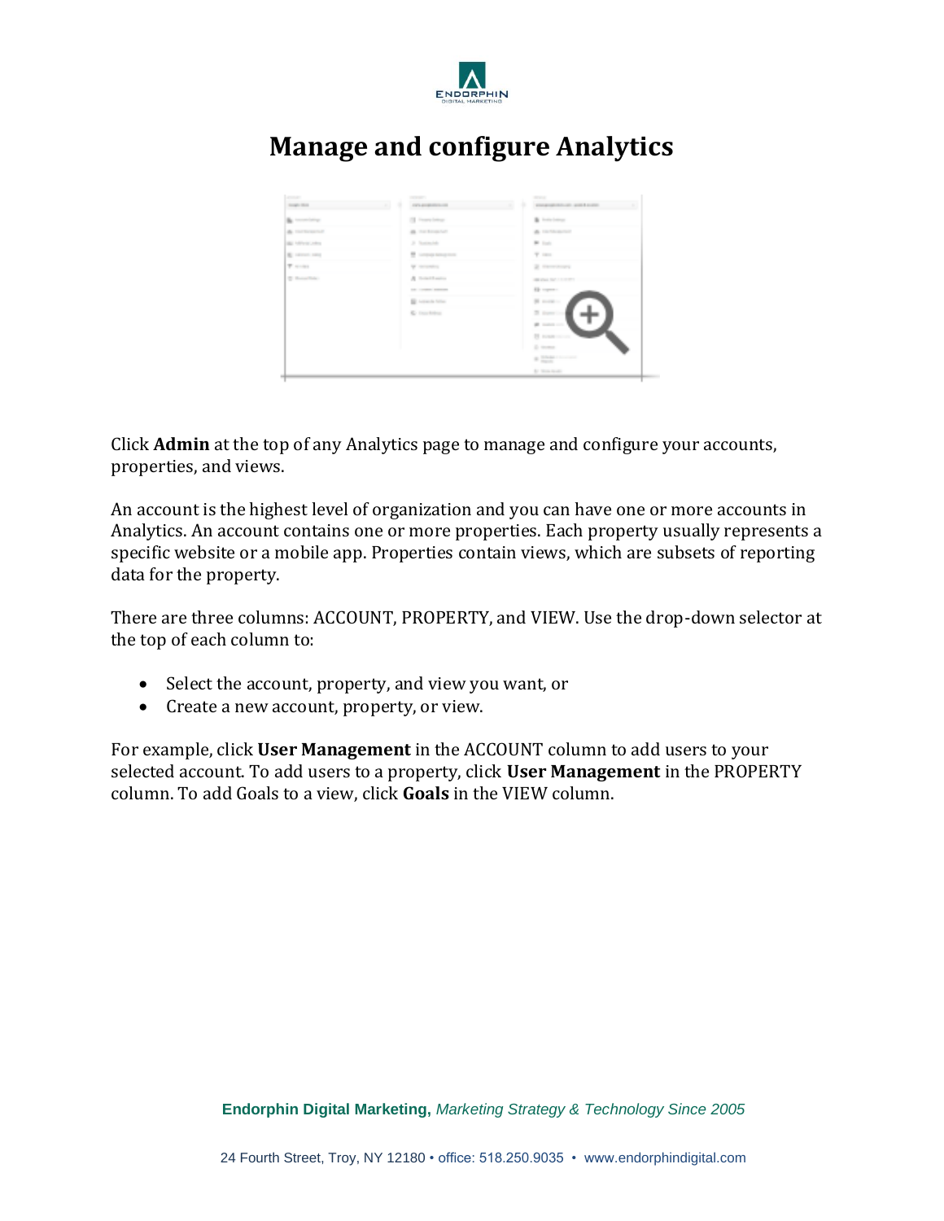# Manage and configure Analytics

Click **Admin** at the top of any Analytics page to manage and configure your accounts, properties, and views.

An account is the highest level of organization and you can have one or more accounts in Analytics. An account contains one or more properties. Each property usually represents a specific website or a mobile app. Properties contain views, which are subsets of reporting data for the property.

There are three columns: ACCOUNT, PROPERTY, and VIEW. Use the drop-down selector at the top of each column to:

- Select the account, property, and view you want, or
- Create a new account, property, or view.

For example, click **User Management** in the ACCOUNT column to add users to your selected account. To add users to a property, click **User Management** in the PROPERTY column. To add Goals to a view, click **Goals** in the VIEW column.